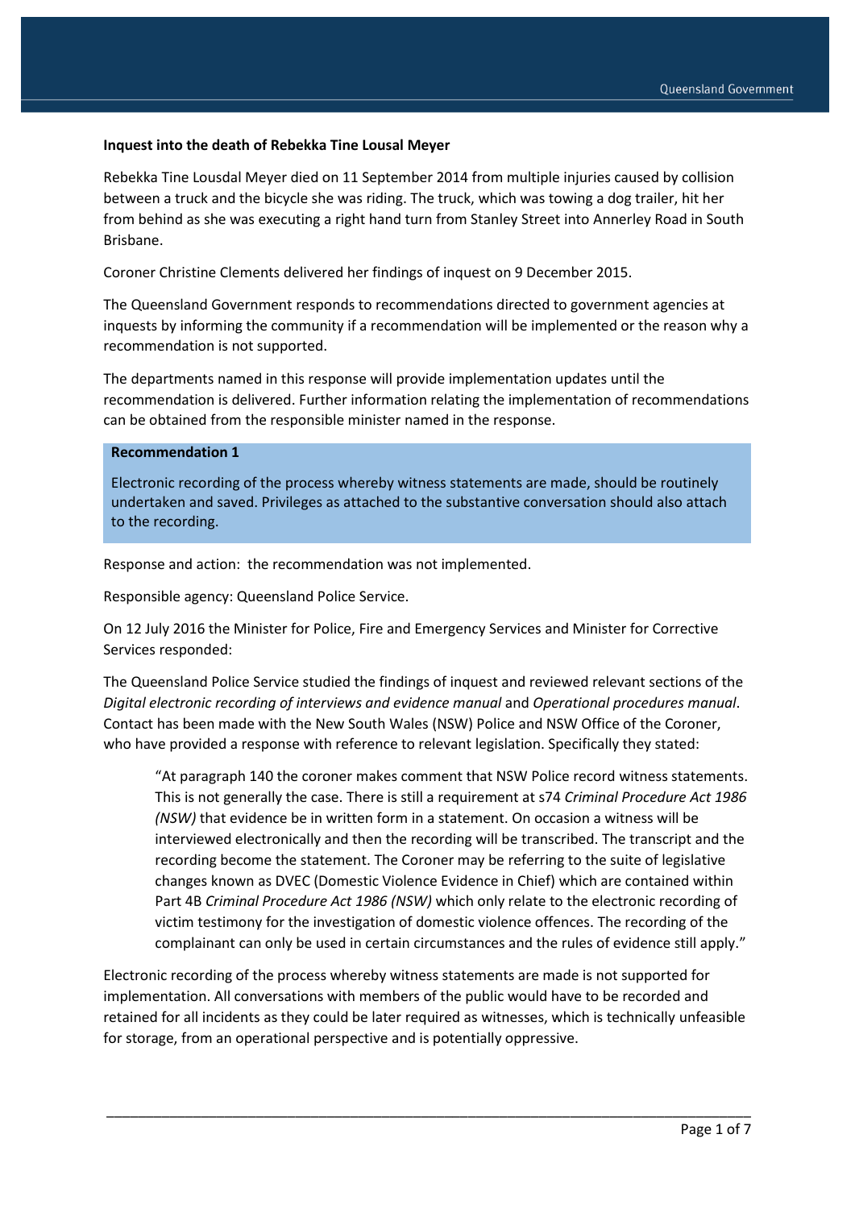**Inquest into the death of Rebekka Tine Lousal Meyer**

Rebekka Tine Lousdal Meyer died on 11 September 2014 from multiple injuries caused by collision between a truck and the bicycle she was riding. The truck, which was towing a dog trailer, hit her from behind as she was executing a right hand turn from Stanley Street into Annerley Road in South Brisbane.

Coroner Christine Clements delivered her findings of inquest on 9 December 2015.

The Queensland Government responds to recommendations directed to government agencies at inquests by informing the community if a recommendation will be implemented or the reason why a recommendation is not supported.

The departments named in this response will provide implementation updates until the recommendation is delivered. Further information relating the implementation of recommendations can be obtained from the responsible minister named in the response.

**Recommendation 1**

Electronic recording of the process whereby witness statements are made, should be routinely undertaken and saved. Privileges as attached to the substantive conversation should also attach to the recording.

Response and action: the recommendation was not implemented.

Responsible agency: Queensland Police Service.

On 12 July 2016 the Minister for Police, Fire and Emergency Services and Minister for Corrective Services responded:

The Queensland Police Service studied the findings of inquest and reviewed relevant sections of the *Digital electronic recording of interviews and evidence manual* and *Operational procedures manual*. Contact has been made with the New South Wales (NSW) Police and NSW Office of the Coroner, who have provided a response with reference to relevant legislation. Specifically they stated:

> "At paragraph 140 the coroner makes comment that NSW Police record witness statements. This is not generally the case. There is still a requirement at s74 *Criminal Procedure Act 1986 (NSW)* that evidence be in written form in a statement. On occasion a witness will be interviewed electronically and then the recording will be transcribed. The transcript and the recording become the statement. The Coroner may be referring to the suite of legislative changes known as DVEC (Domestic Violence Evidence in Chief) which are contained within Part 4B *Criminal Procedure Act 1986 (NSW)* which only relate to the electronic recording of victim testimony for the investigation of domestic violence offences. The recording of the complainant can only be used in certain circumstances and the rules of evidence still apply."

Electronic recording of the process whereby witness statements are made is not supported for implementation. All conversations with members of the public would have to be recorded and retained for all incidents as they could be later required as witnesses, which is technically unfeasible for storage, from an operational perspective and is potentially oppressive.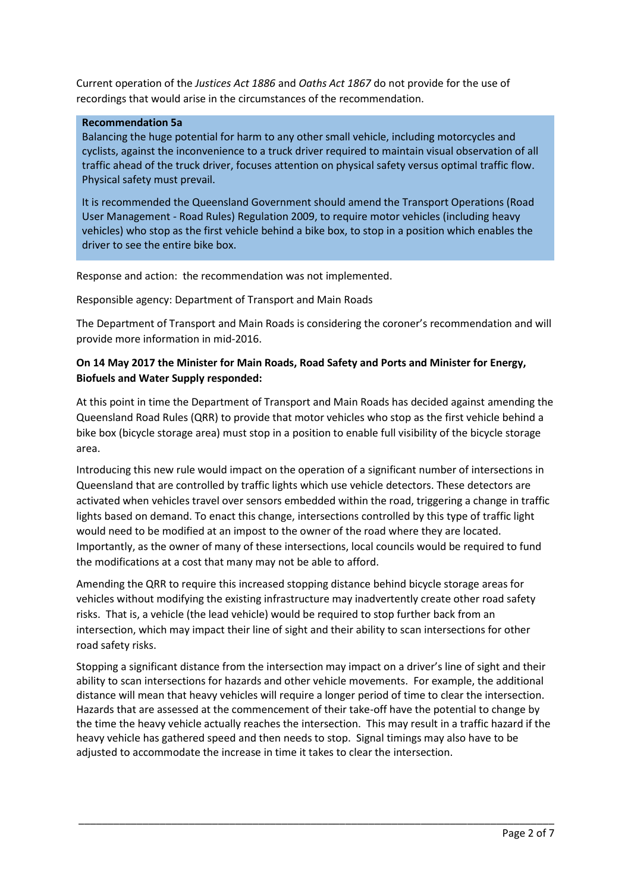Current operation of the *Justices Act 1886* and *Oaths Act 1867* do not provide for the use of recordings that would arise in the circumstances of the recommendation.

**Recommendation 5a**

Balancing the huge potential for harm to any other small vehicle, including motorcycles and cyclists, against the inconvenience to a truck driver required to maintain visual observation of all traffic ahead of the truck driver, focuses attention on physical safety versus optimal traffic flow. Physical safety must prevail.

It is recommended the Queensland Government should amend the Transport Operations (Road User Management - Road Rules) Regulation 2009, to require motor vehicles (including heavy vehicles) who stop as the first vehicle behind a bike box, to stop in a position which enables the driver to see the entire bike box.

Response and action: the recommendation was not implemented.

Responsible agency: Department of Transport and Main Roads

The Department of Transport and Main Roads is considering the coroner's recommendation and will provide more information in mid-2016.

**On 14 May 2017 the Minister for Main Roads, Road Safety and Ports and Minister for Energy, Biofuels and Water Supply responded:**

At this point in time the Department of Transport and Main Roads has decided against amending the Queensland Road Rules (QRR) to provide that motor vehicles who stop as the first vehicle behind a bike box (bicycle storage area) must stop in a position to enable full visibility of the bicycle storage area.

Introducing this new rule would impact on the operation of a significant number of intersections in Queensland that are controlled by traffic lights which use vehicle detectors. These detectors are activated when vehicles travel over sensors embedded within the road, triggering a change in traffic lights based on demand. To enact this change, intersections controlled by this type of traffic light would need to be modified at an impost to the owner of the road where they are located. Importantly, as the owner of many of these intersections, local councils would be required to fund the modifications at a cost that many may not be able to afford.

Amending the QRR to require this increased stopping distance behind bicycle storage areas for vehicles without modifying the existing infrastructure may inadvertently create other road safety risks. That is, a vehicle (the lead vehicle) would be required to stop further back from an intersection, which may impact their line of sight and their ability to scan intersections for other road safety risks.

Stopping a significant distance from the intersection may impact on a driver's line of sight and their ability to scan intersections for hazards and other vehicle movements. For example, the additional distance will mean that heavy vehicles will require a longer period of time to clear the intersection. Hazards that are assessed at the commencement of their take-off have the potential to change by the time the heavy vehicle actually reaches the intersection. This may result in a traffic hazard if the heavy vehicle has gathered speed and then needs to stop. Signal timings may also have to be adjusted to accommodate the increase in time it takes to clear the intersection.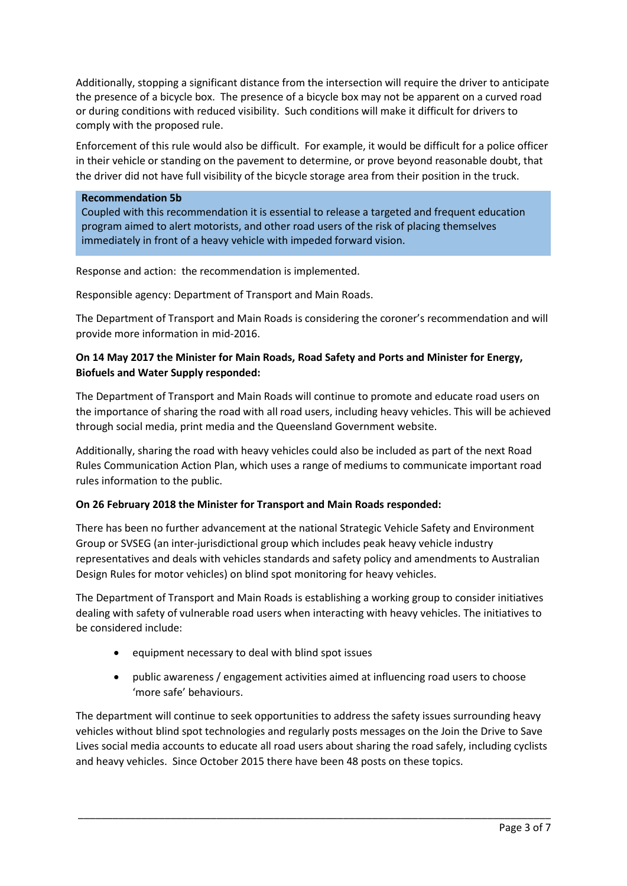Additionally, stopping a significant distance from the intersection will require the driver to anticipate the presence of a bicycle box. The presence of a bicycle box may not be apparent on a curved road or during conditions with reduced visibility. Such conditions will make it difficult for drivers to comply with the proposed rule.

Enforcement of this rule would also be difficult. For example, it would be difficult for a police officer in their vehicle or standing on the pavement to determine, or prove beyond reasonable doubt, that the driver did not have full visibility of the bicycle storage area from their position in the truck.

**Recommendation 5b**

Coupled with this recommendation it is essential to release a targeted and frequent education program aimed to alert motorists, and other road users of the risk of placing themselves immediately in front of a heavy vehicle with impeded forward vision.

Response and action: the recommendation is implemented.

Responsible agency: Department of Transport and Main Roads.

The Department of Transport and Main Roads is considering the coroner's recommendation and will provide more information in mid-2016.

**On 14 May 2017 the Minister for Main Roads, Road Safety and Ports and Minister for Energy, Biofuels and Water Supply responded:**

The Department of Transport and Main Roads will continue to promote and educate road users on the importance of sharing the road with all road users, including heavy vehicles. This will be achieved through social media, print media and the Queensland Government website.

Additionally, sharing the road with heavy vehicles could also be included as part of the next Road Rules Communication Action Plan, which uses a range of mediums to communicate important road rules information to the public.

**On 26 February 2018 the Minister for Transport and Main Roads responded:**

There has been no further advancement at the national Strategic Vehicle Safety and Environment Group or SVSEG (an inter-jurisdictional group which includes peak heavy vehicle industry representatives and deals with vehicles standards and safety policy and amendments to Australian Design Rules for motor vehicles) on blind spot monitoring for heavy vehicles.

The Department of Transport and Main Roads is establishing a working group to consider initiatives dealing with safety of vulnerable road users when interacting with heavy vehicles. The initiatives to be considered include:

- equipment necessary to deal with blind spot issues
- public awareness / engagement activities aimed at influencing road users to choose 'more safe' behaviours.

The department will continue to seek opportunities to address the safety issues surrounding heavy vehicles without blind spot technologies and regularly posts messages on the Join the Drive to Save Lives social media accounts to educate all road users about sharing the road safely, including cyclists and heavy vehicles. Since October 2015 there have been 48 posts on these topics.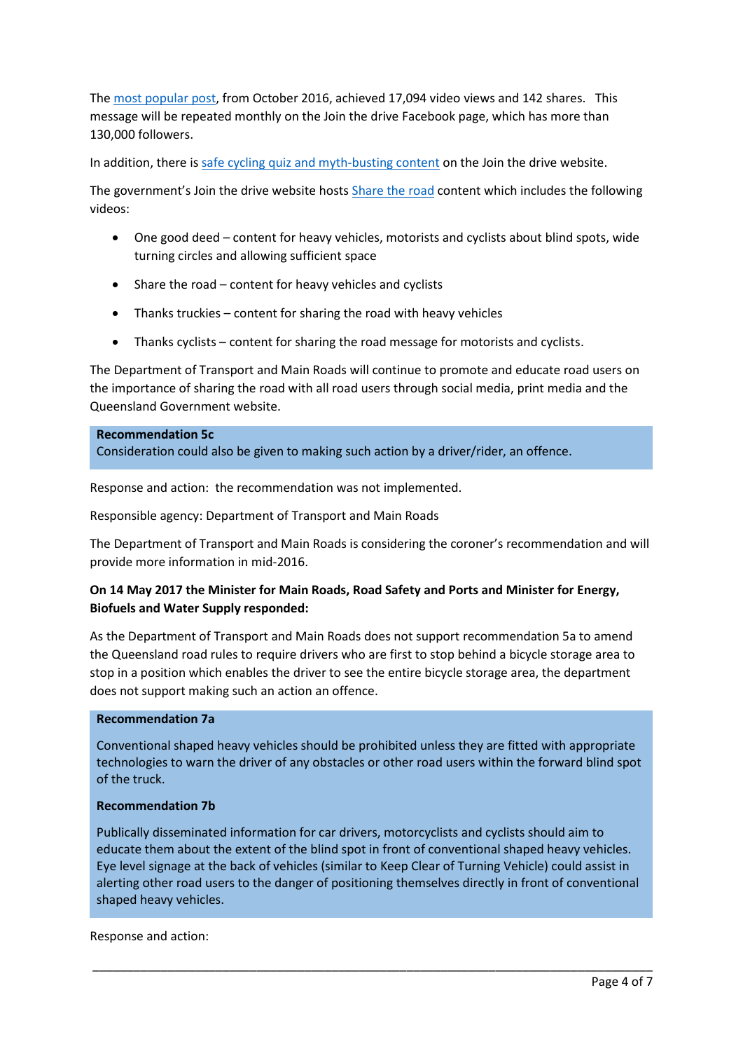The most popular post, from October 2016, achieved 17,094 video views and 142 shares. This message will be repeated monthly on the Join the drive Facebook page, which has more than 130,000 followers.

In addition, there is safe cycling quiz and myth-busting content on the Join the drive website.

The government's Join the drive website hosts Share the road content which includes the following videos:

- One good deed – content for heavy vehicles, motorists and cyclists about blind spots, wide turning circles and allowing sufficient space
- Share the road – content for heavy vehicles and cyclists
- Thanks truckies – content for sharing the road with heavy vehicles
- Thanks cyclists – content for sharing the road message for motorists and cyclists.

The Department of Transport and Main Roads will continue to promote and educate road users on the importance of sharing the road with all road users through social media, print media and the Queensland Government website.

**Recommendation 5c**
Consideration could also be given to making such action by a driver/rider, an offence.

Response and action: the recommendation was not implemented.

Responsible agency: Department of Transport and Main Roads

The Department of Transport and Main Roads is considering the coroner's recommendation and will provide more information in mid-2016.

**On 14 May 2017 the Minister for Main Roads, Road Safety and Ports and Minister for Energy, Biofuels and Water Supply responded:**

As the Department of Transport and Main Roads does not support recommendation 5a to amend the Queensland road rules to require drivers who are first to stop behind a bicycle storage area to stop in a position which enables the driver to see the entire bicycle storage area, the department does not support making such an action an offence.

**Recommendation 7a**

Conventional shaped heavy vehicles should be prohibited unless they are fitted with appropriate technologies to warn the driver of any obstacles or other road users within the forward blind spot of the truck.

**Recommendation 7b**

Publically disseminated information for car drivers, motorcyclists and cyclists should aim to educate them about the extent of the blind spot in front of conventional shaped heavy vehicles. Eye level signage at the back of vehicles (similar to Keep Clear of Turning Vehicle) could assist in alerting other road users to the danger of positioning themselves directly in front of conventional shaped heavy vehicles.

Response and action: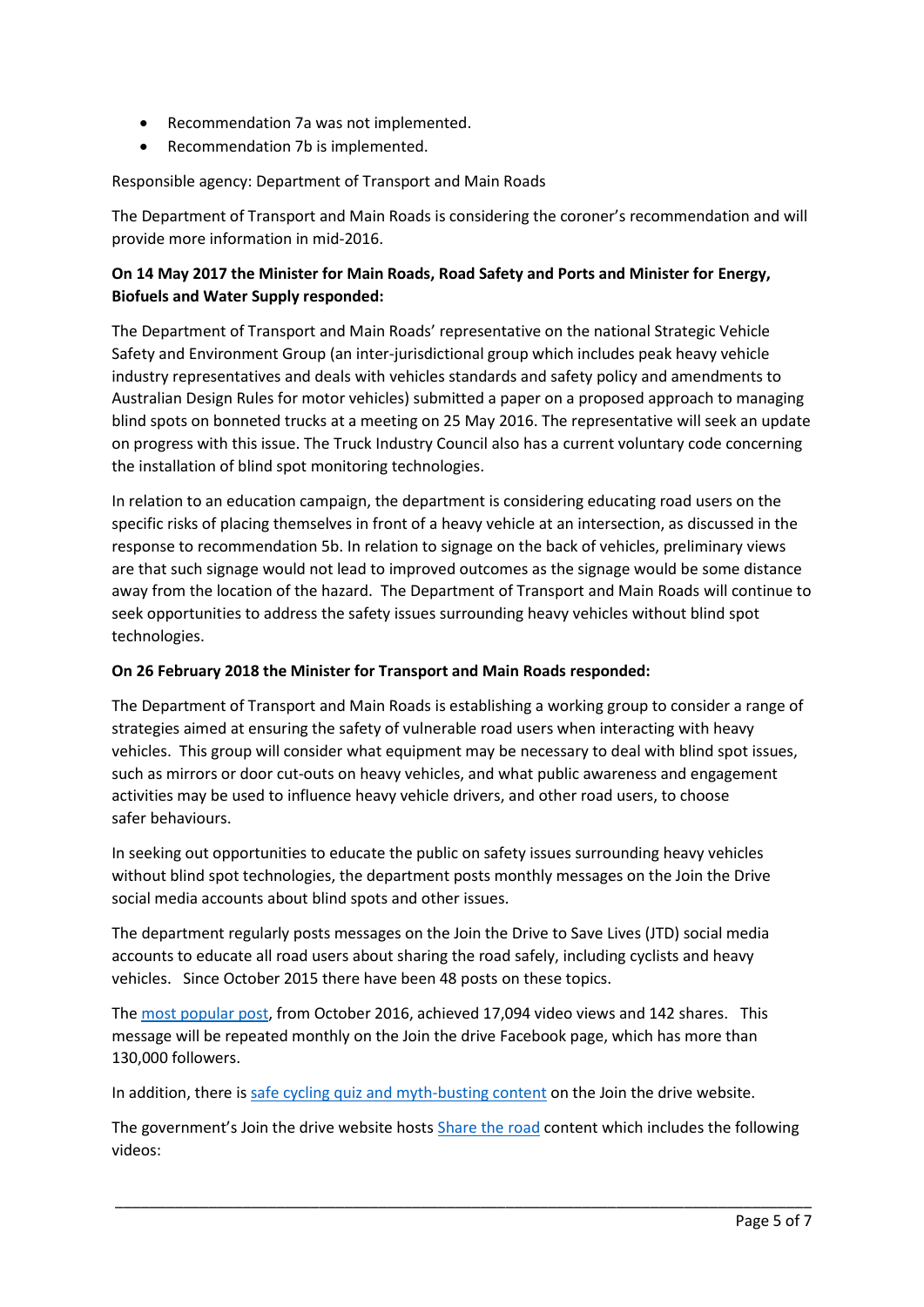- Recommendation 7a was not implemented.
- Recommendation 7b is implemented.

Responsible agency: Department of Transport and Main Roads

The Department of Transport and Main Roads is considering the coroner's recommendation and will provide more information in mid-2016.

**On 14 May 2017 the Minister for Main Roads, Road Safety and Ports and Minister for Energy, Biofuels and Water Supply responded:**

The Department of Transport and Main Roads' representative on the national Strategic Vehicle Safety and Environment Group (an inter-jurisdictional group which includes peak heavy vehicle industry representatives and deals with vehicles standards and safety policy and amendments to Australian Design Rules for motor vehicles) submitted a paper on a proposed approach to managing blind spots on bonneted trucks at a meeting on 25 May 2016. The representative will seek an update on progress with this issue. The Truck Industry Council also has a current voluntary code concerning the installation of blind spot monitoring technologies.

In relation to an education campaign, the department is considering educating road users on the specific risks of placing themselves in front of a heavy vehicle at an intersection, as discussed in the response to recommendation 5b. In relation to signage on the back of vehicles, preliminary views are that such signage would not lead to improved outcomes as the signage would be some distance away from the location of the hazard. The Department of Transport and Main Roads will continue to seek opportunities to address the safety issues surrounding heavy vehicles without blind spot technologies.

**On 26 February 2018 the Minister for Transport and Main Roads responded:**

The Department of Transport and Main Roads is establishing a working group to consider a range of strategies aimed at ensuring the safety of vulnerable road users when interacting with heavy vehicles. This group will consider what equipment may be necessary to deal with blind spot issues, such as mirrors or door cut-outs on heavy vehicles, and what public awareness and engagement activities may be used to influence heavy vehicle drivers, and other road users, to choose safer behaviours.

In seeking out opportunities to educate the public on safety issues surrounding heavy vehicles without blind spot technologies, the department posts monthly messages on the Join the Drive social media accounts about blind spots and other issues.

The department regularly posts messages on the Join the Drive to Save Lives (JTD) social media accounts to educate all road users about sharing the road safely, including cyclists and heavy vehicles. Since October 2015 there have been 48 posts on these topics.

The most popular post, from October 2016, achieved 17,094 video views and 142 shares. This message will be repeated monthly on the Join the drive Facebook page, which has more than 130,000 followers.

In addition, there is safe cycling quiz and myth-busting content on the Join the drive website.

The government's Join the drive website hosts Share the road content which includes the following videos: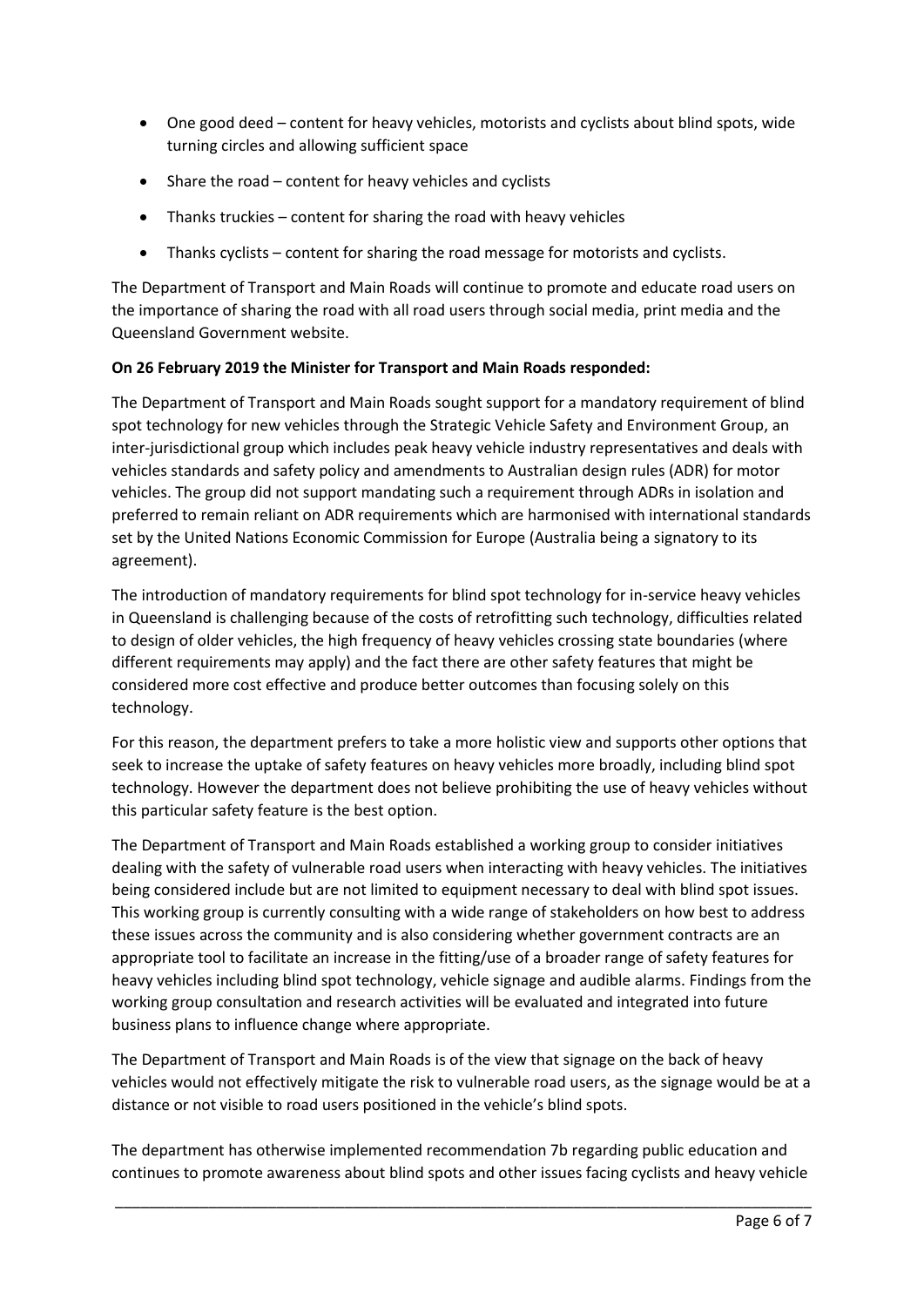- One good deed – content for heavy vehicles, motorists and cyclists about blind spots, wide turning circles and allowing sufficient space
- Share the road – content for heavy vehicles and cyclists
- Thanks truckies – content for sharing the road with heavy vehicles
- Thanks cyclists – content for sharing the road message for motorists and cyclists.

The Department of Transport and Main Roads will continue to promote and educate road users on the importance of sharing the road with all road users through social media, print media and the Queensland Government website.

**On 26 February 2019 the Minister for Transport and Main Roads responded:**

The Department of Transport and Main Roads sought support for a mandatory requirement of blind spot technology for new vehicles through the Strategic Vehicle Safety and Environment Group, an inter-jurisdictional group which includes peak heavy vehicle industry representatives and deals with vehicles standards and safety policy and amendments to Australian design rules (ADR) for motor vehicles. The group did not support mandating such a requirement through ADRs in isolation and preferred to remain reliant on ADR requirements which are harmonised with international standards set by the United Nations Economic Commission for Europe (Australia being a signatory to its agreement).

The introduction of mandatory requirements for blind spot technology for in-service heavy vehicles in Queensland is challenging because of the costs of retrofitting such technology, difficulties related to design of older vehicles, the high frequency of heavy vehicles crossing state boundaries (where different requirements may apply) and the fact there are other safety features that might be considered more cost effective and produce better outcomes than focusing solely on this technology.

For this reason, the department prefers to take a more holistic view and supports other options that seek to increase the uptake of safety features on heavy vehicles more broadly, including blind spot technology. However the department does not believe prohibiting the use of heavy vehicles without this particular safety feature is the best option.

The Department of Transport and Main Roads established a working group to consider initiatives dealing with the safety of vulnerable road users when interacting with heavy vehicles. The initiatives being considered include but are not limited to equipment necessary to deal with blind spot issues. This working group is currently consulting with a wide range of stakeholders on how best to address these issues across the community and is also considering whether government contracts are an appropriate tool to facilitate an increase in the fitting/use of a broader range of safety features for heavy vehicles including blind spot technology, vehicle signage and audible alarms. Findings from the working group consultation and research activities will be evaluated and integrated into future business plans to influence change where appropriate.

The Department of Transport and Main Roads is of the view that signage on the back of heavy vehicles would not effectively mitigate the risk to vulnerable road users, as the signage would be at a distance or not visible to road users positioned in the vehicle's blind spots.

The department has otherwise implemented recommendation 7b regarding public education and continues to promote awareness about blind spots and other issues facing cyclists and heavy vehicle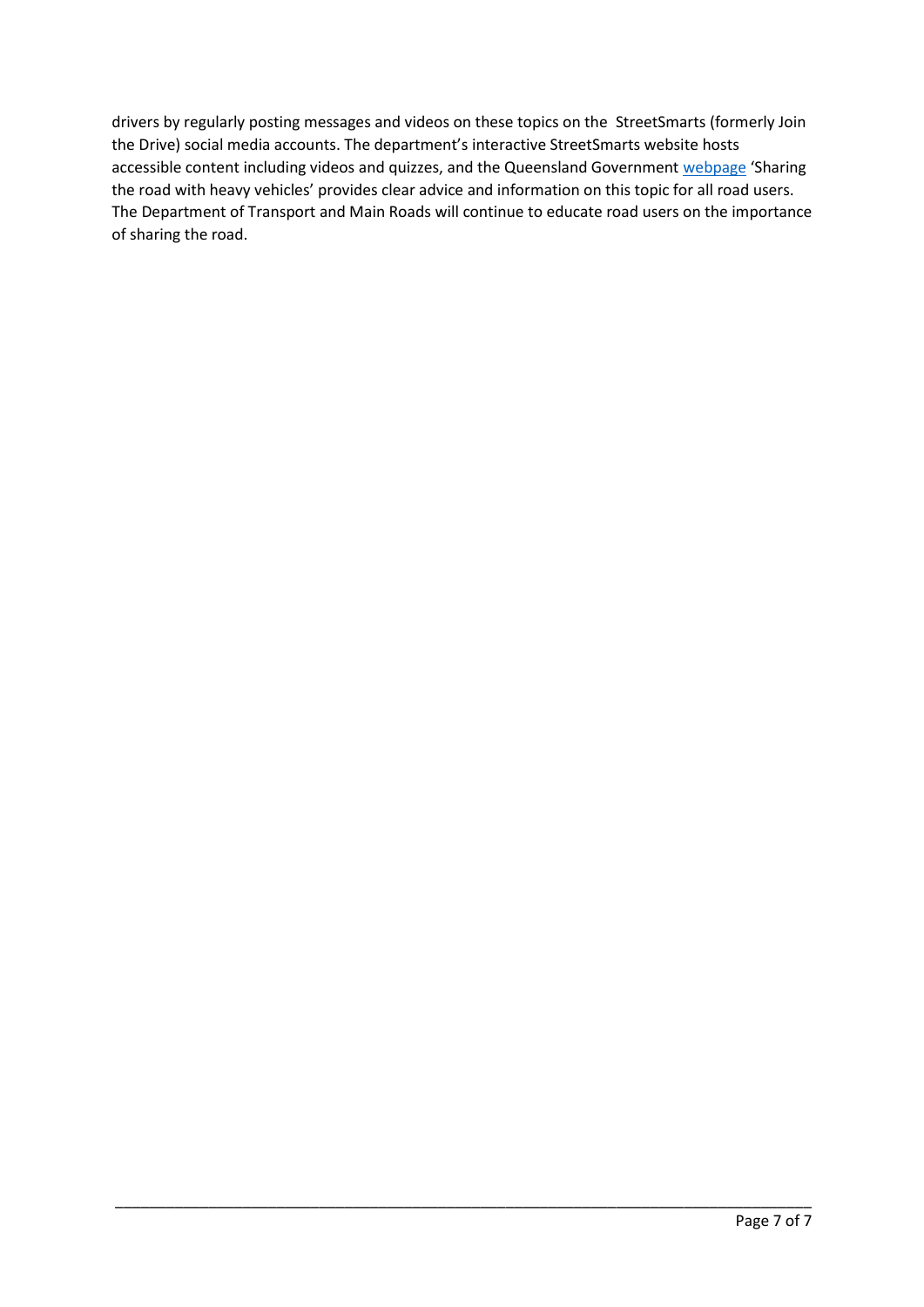drivers by regularly posting messages and videos on these topics on the StreetSmarts (formerly Join the Drive) social media accounts. The department's interactive StreetSmarts website hosts accessible content including videos and quizzes, and the Queensland Government webpage 'Sharing the road with heavy vehicles' provides clear advice and information on this topic for all road users. The Department of Transport and Main Roads will continue to educate road users on the importance of sharing the road.